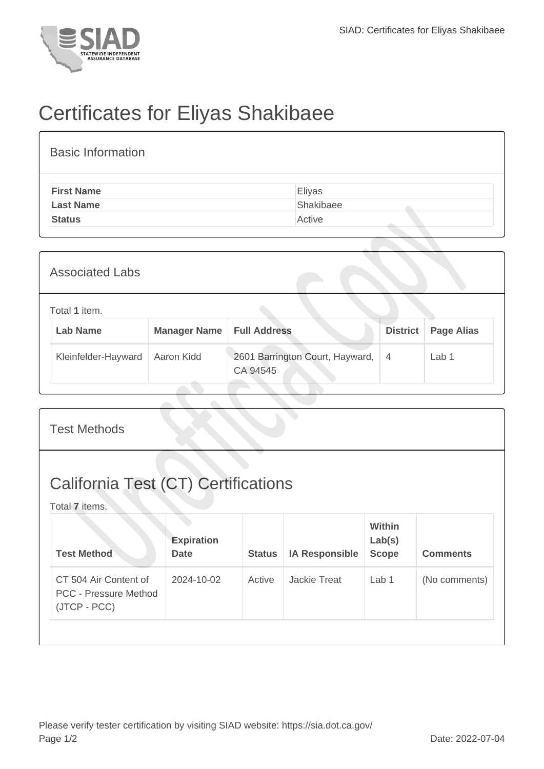# Certificates for Eliyas Shakibaee

## Basic Information

| | |
|---|---|
| **First Name** | Eliyas |
| **Last Name** | Shakibaee |
| **Status** | Active |

## Associated Labs

Total **1** item.

| Lab Name | Manager Name | Full Address | District | Page Alias |
|---|---|---|---|---|
| Kleinfelder-Hayward | Aaron Kidd | 2601 Barrington Court, Hayward, CA 94545 | 4 | Lab 1 |

## Test Methods

## California Test (CT) Certifications

Total **7** items.

| Test Method | Expiration Date | Status | IA Responsible | Within Lab(s) Scope | Comments |
|---|---|---|---|---|---|
| CT 504 Air Content of PCC - Pressure Method (JTCP - PCC) | 2024-10-02 | Active | Jackie Treat | Lab 1 | (No comments) |

Please verify tester certification by visiting SIAD website: https://sia.dot.ca.gov/

Date: 2022-07-04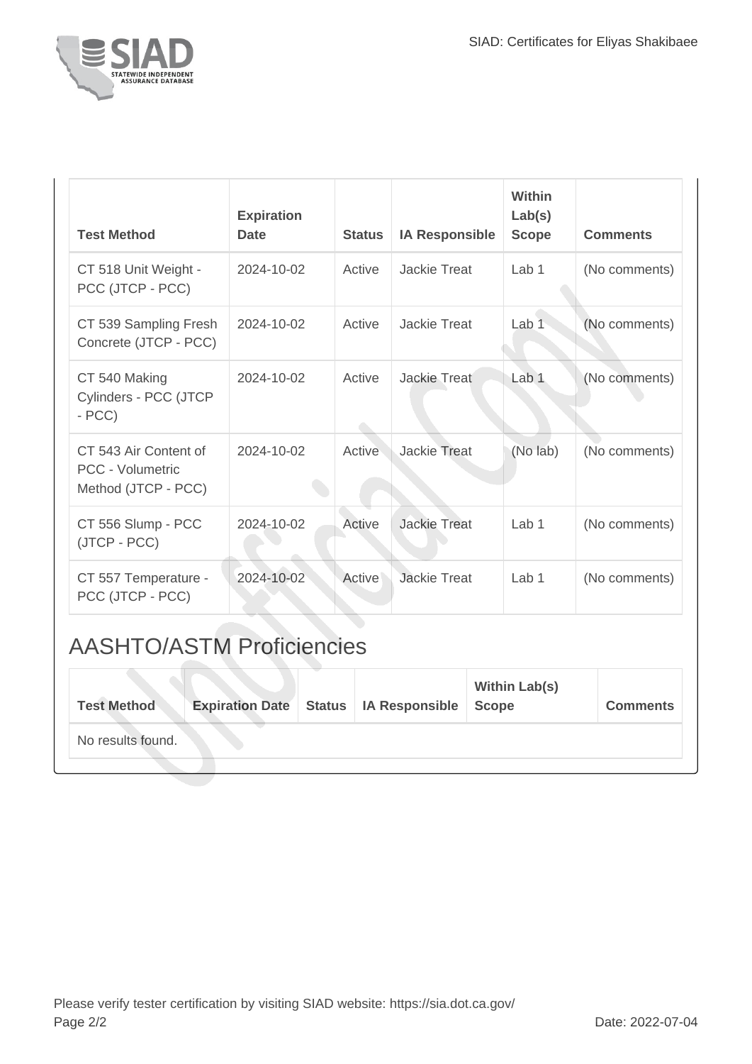| Test Method | Expiration Date | Status | IA Responsible | Within Lab(s) Scope | Comments |
| --- | --- | --- | --- | --- | --- |
| CT 518 Unit Weight - PCC (JTCP - PCC) | 2024-10-02 | Active | Jackie Treat | Lab 1 | (No comments) |
| CT 539 Sampling Fresh Concrete (JTCP - PCC) | 2024-10-02 | Active | Jackie Treat | Lab 1 | (No comments) |
| CT 540 Making Cylinders - PCC (JTCP - PCC) | 2024-10-02 | Active | Jackie Treat | Lab 1 | (No comments) |
| CT 543 Air Content of PCC - Volumetric Method (JTCP - PCC) | 2024-10-02 | Active | Jackie Treat | (No lab) | (No comments) |
| CT 556 Slump - PCC (JTCP - PCC) | 2024-10-02 | Active | Jackie Treat | Lab 1 | (No comments) |
| CT 557 Temperature - PCC (JTCP - PCC) | 2024-10-02 | Active | Jackie Treat | Lab 1 | (No comments) |

## AASHTO/ASTM Proficiencies

| Test Method | Expiration Date | Status | IA Responsible | Within Lab(s) Scope | Comments |
| --- | --- | --- | --- | --- | --- |
| No results found. | | | | | |

Please verify tester certification by visiting SIAD website: https://sia.dot.ca.gov/

Date: 2022-07-04